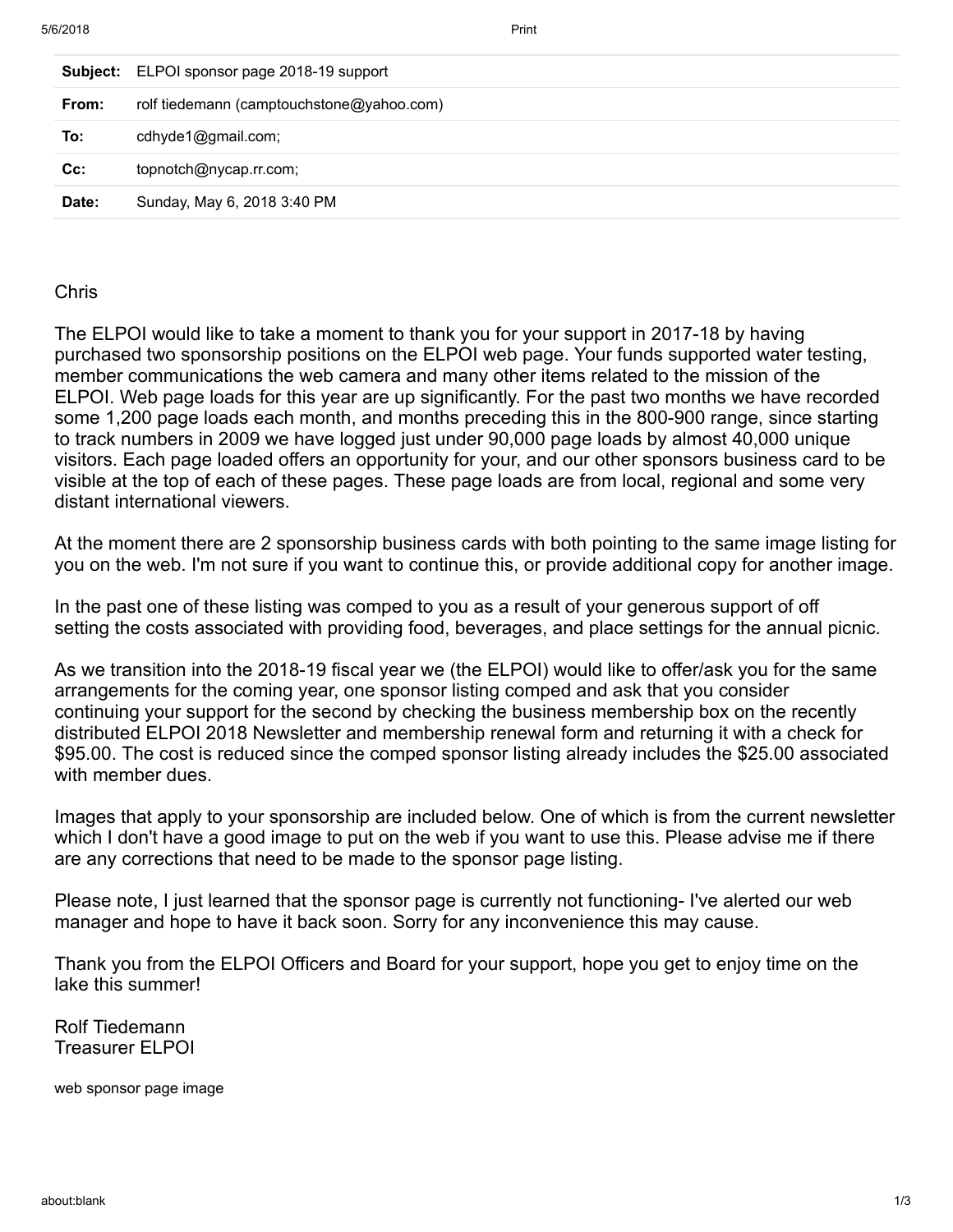| | |
|---|---|
| **Subject:** | ELPOI sponsor page 2018-19 support |
| **From:** | rolf tiedemann (camptouchstone@yahoo.com) |
| **To:** | cdhyde1@gmail.com; |
| **Cc:** | topnotch@nycap.rr.com; |
| **Date:** | Sunday, May 6, 2018 3:40 PM |

Chris

The ELPOI would like to take a moment to thank you for your support in 2017-18 by having purchased two sponsorship positions on the ELPOI web page. Your funds supported water testing, member communications the web camera and many other items related to the mission of the ELPOI. Web page loads for this year are up significantly. For the past two months we have recorded some 1,200 page loads each month, and months preceding this in the 800-900 range, since starting to track numbers in 2009 we have logged just under 90,000 page loads by almost 40,000 unique visitors. Each page loaded offers an opportunity for your, and our other sponsors business card to be visible at the top of each of these pages. These page loads are from local, regional and some very distant international viewers.

At the moment there are 2 sponsorship business cards with both pointing to the same image listing for you on the web. I'm not sure if you want to continue this, or provide additional copy for another image.

In the past one of these listing was comped to you as a result of your generous support of off setting the costs associated with providing food, beverages, and place settings for the annual picnic.

As we transition into the 2018-19 fiscal year we (the ELPOI) would like to offer/ask you for the same arrangements for the coming year, one sponsor listing comped and ask that you consider continuing your support for the second by checking the business membership box on the recently distributed ELPOI 2018 Newsletter and membership renewal form and returning it with a check for $95.00. The cost is reduced since the comped sponsor listing already includes the $25.00 associated with member dues.

Images that apply to your sponsorship are included below. One of which is from the current newsletter which I don't have a good image to put on the web if you want to use this. Please advise me if there are any corrections that need to be made to the sponsor page listing.

Please note, I just learned that the sponsor page is currently not functioning- I've alerted our web manager and hope to have it back soon. Sorry for any inconvenience this may cause.

Thank you from the ELPOI Officers and Board for your support, hope you get to enjoy time on the lake this summer!

Rolf Tiedemann
Treasurer ELPOI

web sponsor page image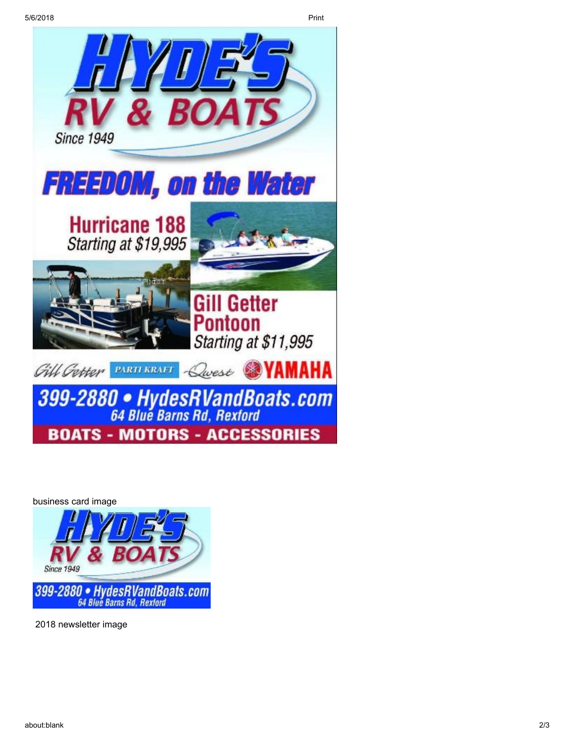# HYDE'S RV & BOATS

Since 1949

## FREEDOM, on the Water

**Hurricane 188**
*Starting at $19,995*

**Gill Getter Pontoon**
*Starting at $11,995*

Gill Getter · PARTI KRAFT · Quest · YAMAHA

**399-2880 • HydesRVandBoats.com**
64 Blue Barns Rd, Rexford

**BOATS - MOTORS - ACCESSORIES**

business card image

# HYDE'S RV & BOATS

Since 1949

**399-2880 • HydesRVandBoats.com**
64 Blue Barns Rd, Rexford

2018 newsletter image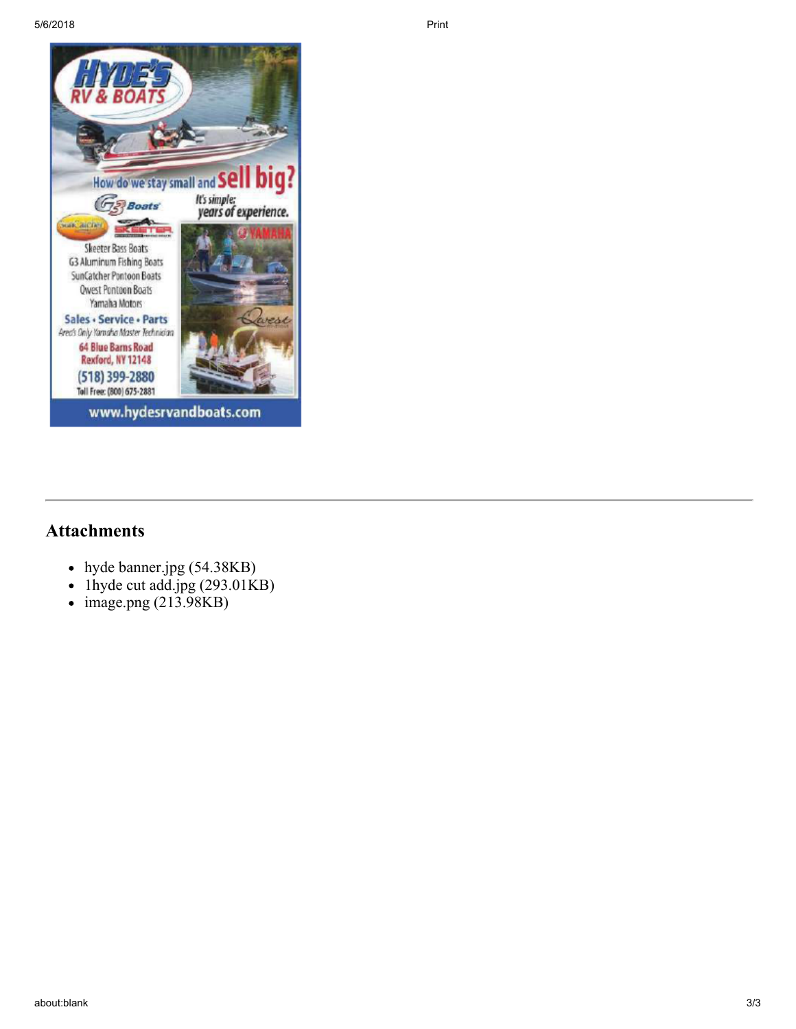HYDE'S RV & BOATS

How do we stay small and **sell big?**

*It's simple: years of experience.*

G3 Boats

SunCatcher

Skeeter

YAMAHA

Skeeter Bass Boats
G3 Aluminum Fishing Boats
SunCatcher Pontoon Boats
Qwest Pontoon Boats
Yamaha Motors

**Sales • Service • Parts**

*Area's Only Yamaha Master Technician*

64 Blue Barns Road
Rexford, NY 12148

(518) 399-2880

Toll Free: (800) 675-2881

Qwest

www.hydesrvandboats.com

---

## Attachments

- hyde banner.jpg (54.38KB)
- 1hyde cut add.jpg (293.01KB)
- image.png (213.98KB)